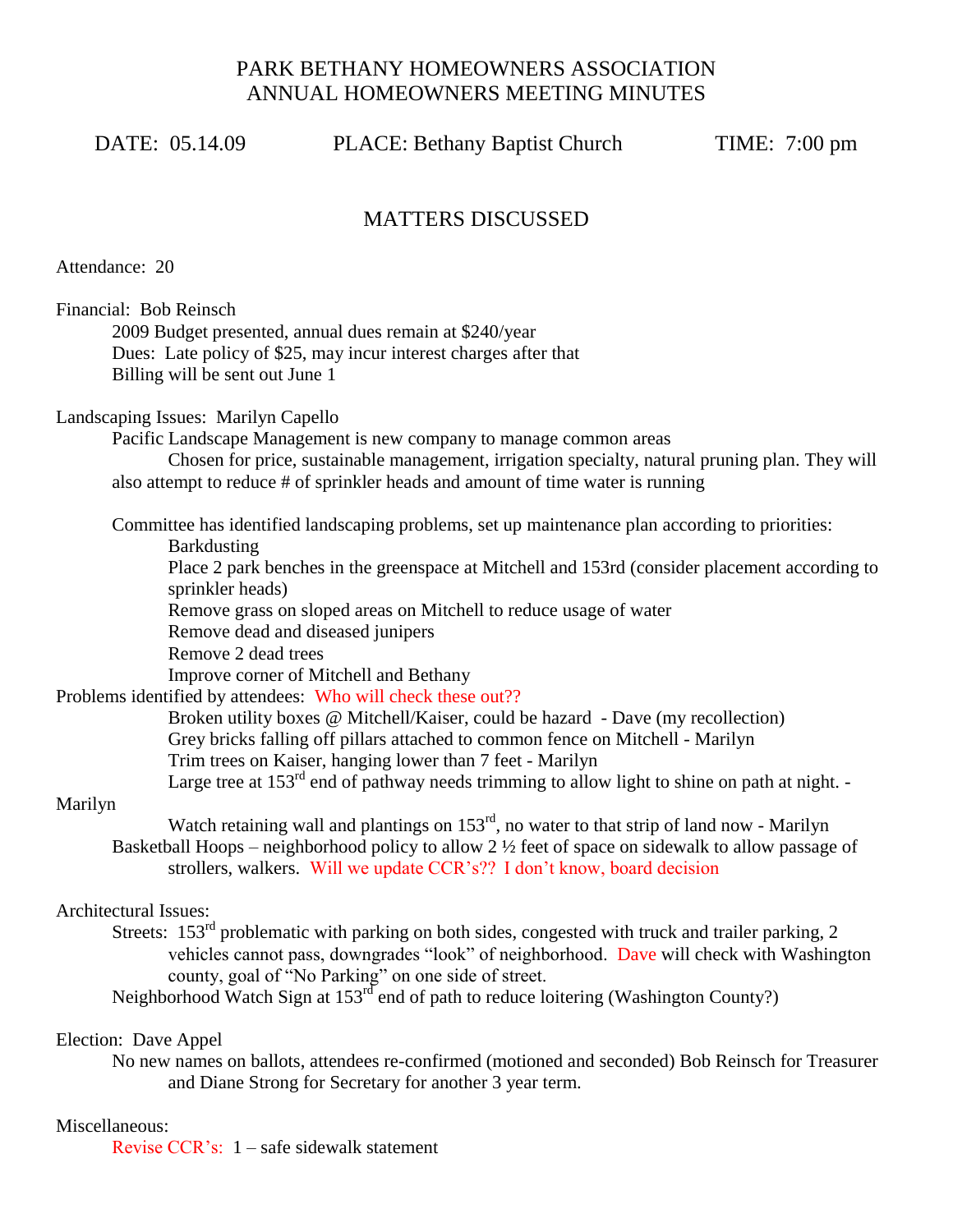# PARK BETHANY HOMEOWNERS ASSOCIATION
# ANNUAL HOMEOWNERS MEETING MINUTES

DATE: 05.14.09 PLACE: Bethany Baptist Church TIME: 7:00 pm

## MATTERS DISCUSSED

Attendance: 20

Financial: Bob Reinsch

- 2009 Budget presented, annual dues remain at $240/year
- Dues: Late policy of $25, may incur interest charges after that
- Billing will be sent out June 1

Landscaping Issues: Marilyn Capello

- Pacific Landscape Management is new company to manage common areas
  - Chosen for price, sustainable management, irrigation specialty, natural pruning plan. They will also attempt to reduce # of sprinkler heads and amount of time water is running

- Committee has identified landscaping problems, set up maintenance plan according to priorities:
  - Barkdusting
  - Place 2 park benches in the greenspace at Mitchell and 153rd (consider placement according to sprinkler heads)
  - Remove grass on sloped areas on Mitchell to reduce usage of water
  - Remove dead and diseased junipers
  - Remove 2 dead trees
  - Improve corner of Mitchell and Bethany

Problems identified by attendees: Who will check these out??

- Broken utility boxes @ Mitchell/Kaiser, could be hazard - Dave (my recollection)
- Grey bricks falling off pillars attached to common fence on Mitchell - Marilyn
- Trim trees on Kaiser, hanging lower than 7 feet - Marilyn
- Large tree at 153rd end of pathway needs trimming to allow light to shine on path at night. - Marilyn
- Watch retaining wall and plantings on 153rd, no water to that strip of land now - Marilyn

Basketball Hoops – neighborhood policy to allow 2 ½ feet of space on sidewalk to allow passage of strollers, walkers. Will we update CCR's?? I don't know, board decision

Architectural Issues:

- Streets: 153rd problematic with parking on both sides, congested with truck and trailer parking, 2 vehicles cannot pass, downgrades "look" of neighborhood. Dave will check with Washington county, goal of "No Parking" on one side of street.
- Neighborhood Watch Sign at 153rd end of path to reduce loitering (Washington County?)

Election: Dave Appel

- No new names on ballots, attendees re-confirmed (motioned and seconded) Bob Reinsch for Treasurer and Diane Strong for Secretary for another 3 year term.

Miscellaneous:

- Revise CCR's: 1 – safe sidewalk statement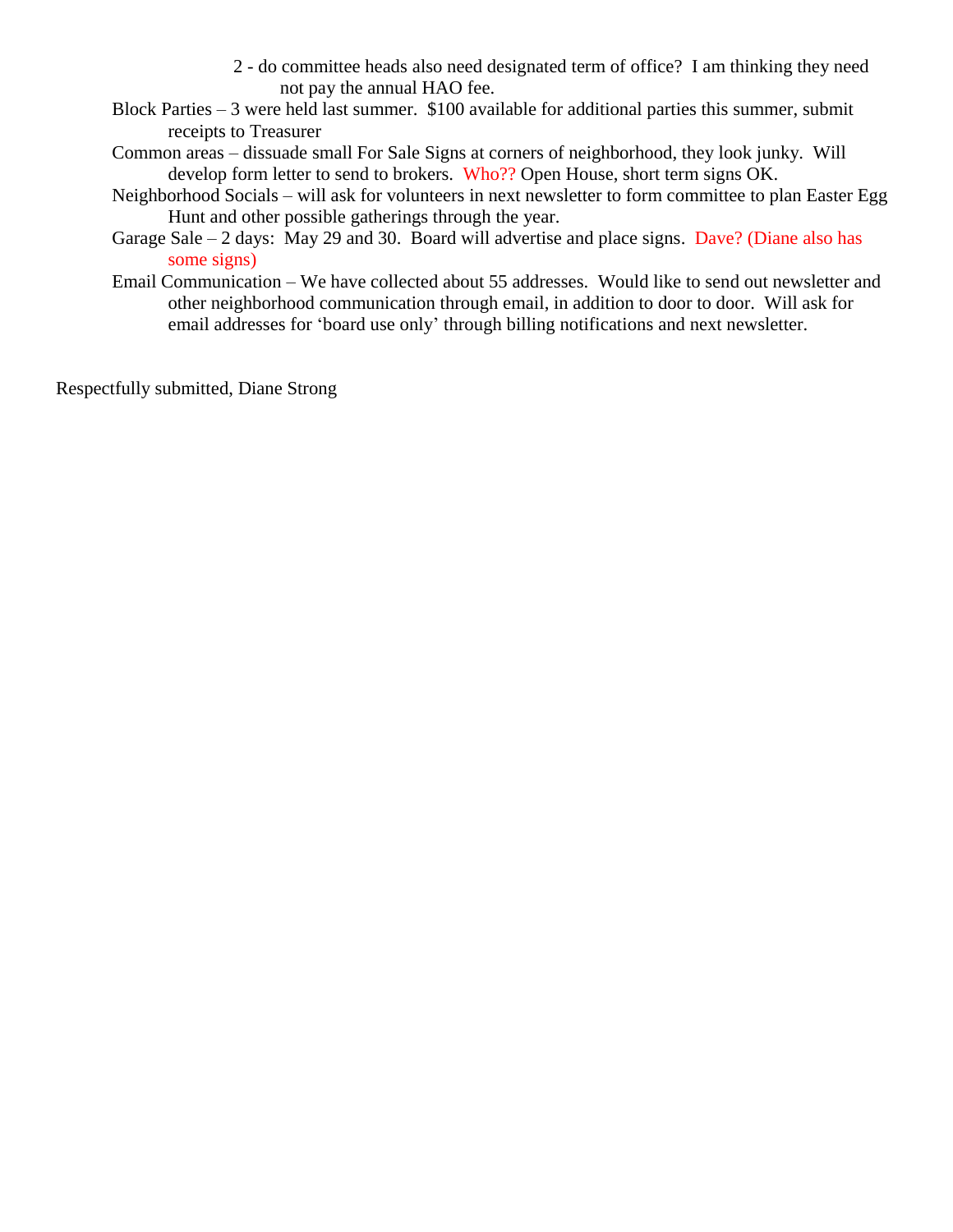2 - do committee heads also need designated term of office? I am thinking they need not pay the annual HAO fee.

Block Parties – 3 were held last summer. $100 available for additional parties this summer, submit receipts to Treasurer

Common areas – dissuade small For Sale Signs at corners of neighborhood, they look junky. Will develop form letter to send to brokers. Who?? Open House, short term signs OK.

Neighborhood Socials – will ask for volunteers in next newsletter to form committee to plan Easter Egg Hunt and other possible gatherings through the year.

Garage Sale – 2 days: May 29 and 30. Board will advertise and place signs. Dave? (Diane also has some signs)

Email Communication – We have collected about 55 addresses. Would like to send out newsletter and other neighborhood communication through email, in addition to door to door. Will ask for email addresses for 'board use only' through billing notifications and next newsletter.

Respectfully submitted, Diane Strong